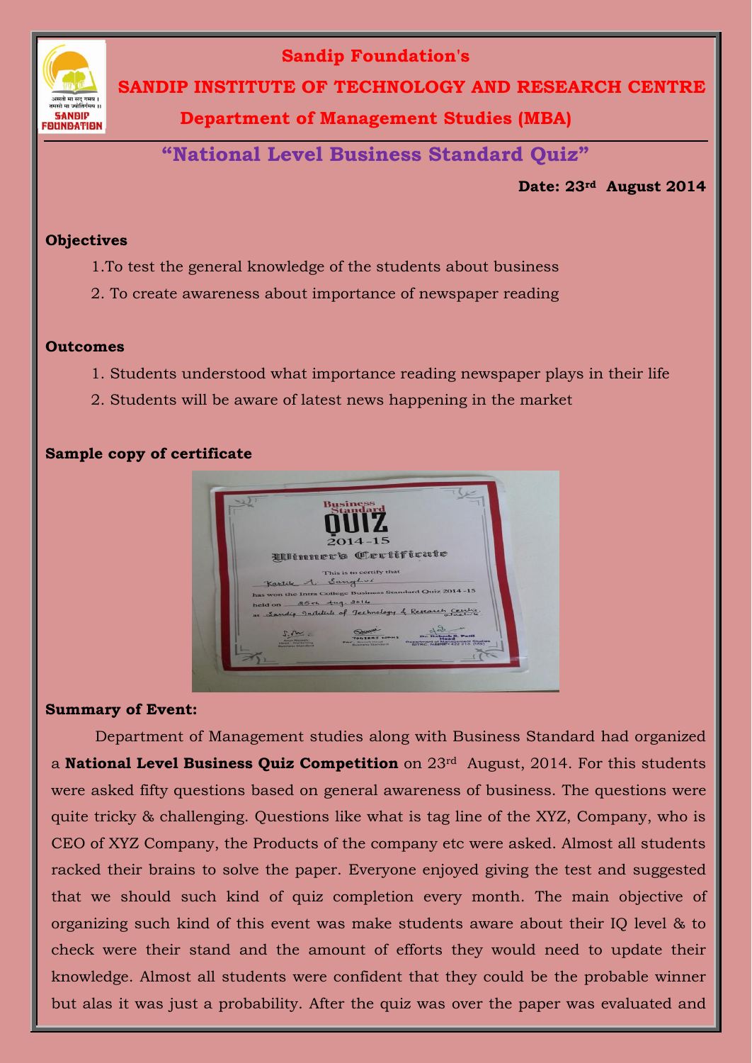Sandip Foundation's

# SANDIP INSTITUTE OF TECHNOLOGY AND RESEARCH CENTRE

## Department of Management Studies (MBA)

## "National Level Business Standard Quiz"

**Date: 23rd August 2014**

**Objectives**

1. To test the general knowledge of the students about business
2. To create awareness about importance of newspaper reading

**Outcomes**

1. Students understood what importance reading newspaper plays in their life
2. Students will be aware of latest news happening in the market

**Sample copy of certificate**

**Summary of Event:**

Department of Management studies along with Business Standard had organized a **National Level Business Quiz Competition** on 23rd August, 2014. For this students were asked fifty questions based on general awareness of business. The questions were quite tricky & challenging. Questions like what is tag line of the XYZ, Company, who is CEO of XYZ Company, the Products of the company etc were asked. Almost all students racked their brains to solve the paper. Everyone enjoyed giving the test and suggested that we should such kind of quiz completion every month. The main objective of organizing such kind of this event was make students aware about their IQ level & to check were their stand and the amount of efforts they would need to update their knowledge. Almost all students were confident that they could be the probable winner but alas it was just a probability. After the quiz was over the paper was evaluated and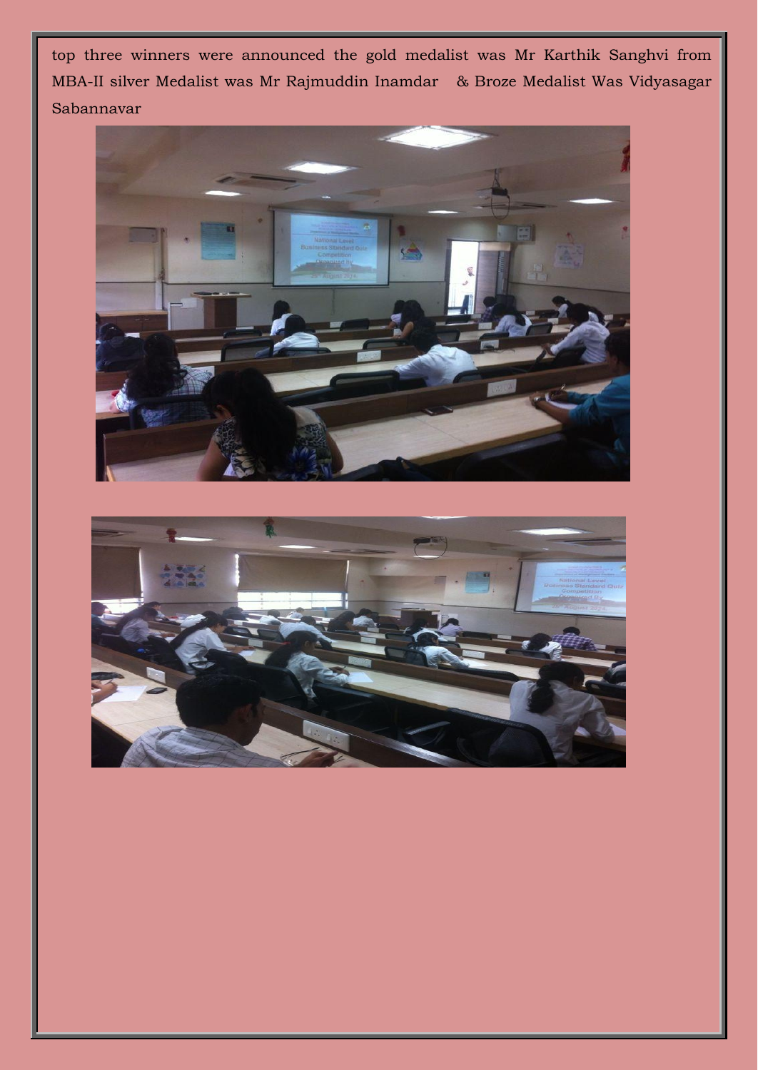top three winners were announced the gold medalist was Mr Karthik Sanghvi from MBA-II silver Medalist was Mr Rajmuddin Inamdar & Broze Medalist Was Vidyasagar Sabannavar